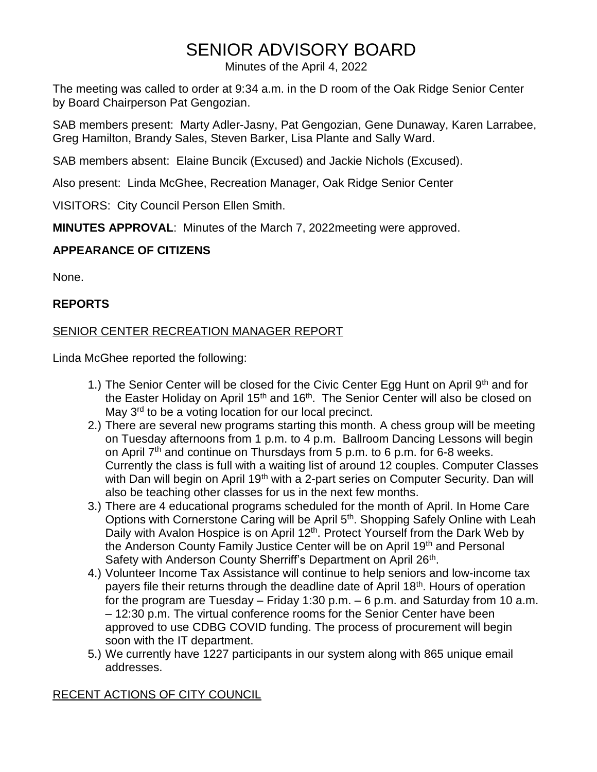# SENIOR ADVISORY BOARD

Minutes of the April 4, 2022

The meeting was called to order at 9:34 a.m. in the D room of the Oak Ridge Senior Center by Board Chairperson Pat Gengozian.

SAB members present: Marty Adler-Jasny, Pat Gengozian, Gene Dunaway, Karen Larrabee, Greg Hamilton, Brandy Sales, Steven Barker, Lisa Plante and Sally Ward.

SAB members absent: Elaine Buncik (Excused) and Jackie Nichols (Excused).

Also present: Linda McGhee, Recreation Manager, Oak Ridge Senior Center

VISITORS: City Council Person Ellen Smith.

**MINUTES APPROVAL**: Minutes of the March 7, 2022meeting were approved.

## APPEARANCE OF CITIZENS

None.

## REPORTS

### SENIOR CENTER RECREATION MANAGER REPORT

Linda McGhee reported the following:

1.) The Senior Center will be closed for the Civic Center Egg Hunt on April 9th and for the Easter Holiday on April 15th and 16th. The Senior Center will also be closed on May 3rd to be a voting location for our local precinct.

2.) There are several new programs starting this month. A chess group will be meeting on Tuesday afternoons from 1 p.m. to 4 p.m. Ballroom Dancing Lessons will begin on April 7th and continue on Thursdays from 5 p.m. to 6 p.m. for 6-8 weeks. Currently the class is full with a waiting list of around 12 couples. Computer Classes with Dan will begin on April 19th with a 2-part series on Computer Security. Dan will also be teaching other classes for us in the next few months.

3.) There are 4 educational programs scheduled for the month of April. In Home Care Options with Cornerstone Caring will be April 5th. Shopping Safely Online with Leah Daily with Avalon Hospice is on April 12th. Protect Yourself from the Dark Web by the Anderson County Family Justice Center will be on April 19th and Personal Safety with Anderson County Sherriff's Department on April 26th.

4.) Volunteer Income Tax Assistance will continue to help seniors and low-income tax payers file their returns through the deadline date of April 18th. Hours of operation for the program are Tuesday – Friday 1:30 p.m. – 6 p.m. and Saturday from 10 a.m. – 12:30 p.m. The virtual conference rooms for the Senior Center have been approved to use CDBG COVID funding. The process of procurement will begin soon with the IT department.

5.) We currently have 1227 participants in our system along with 865 unique email addresses.

### RECENT ACTIONS OF CITY COUNCIL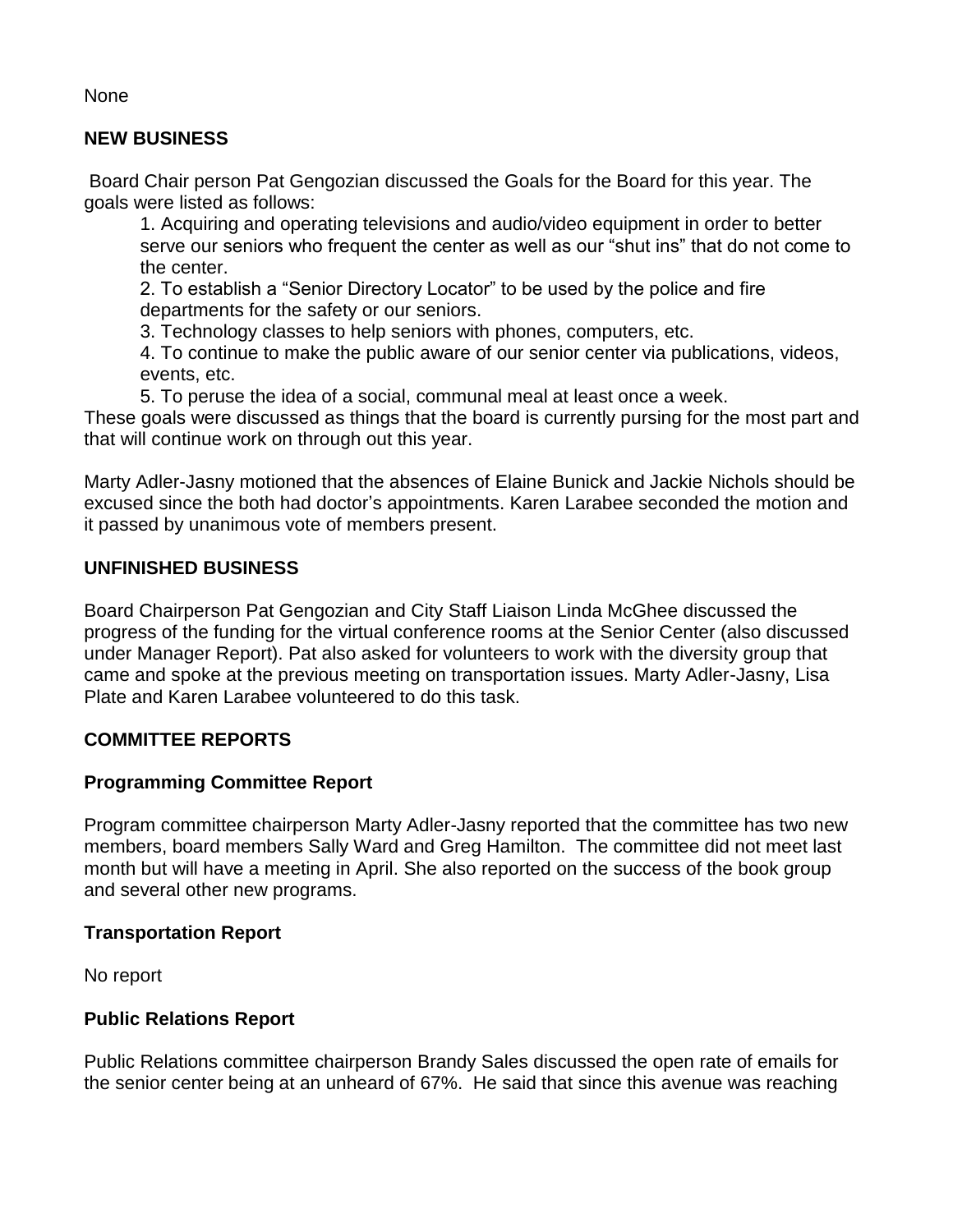None

**NEW BUSINESS**

Board Chair person Pat Gengozian discussed the Goals for the Board for this year. The goals were listed as follows:

1. Acquiring and operating televisions and audio/video equipment in order to better serve our seniors who frequent the center as well as our "shut ins" that do not come to the center.
2. To establish a "Senior Directory Locator" to be used by the police and fire departments for the safety or our seniors.
3. Technology classes to help seniors with phones, computers, etc.
4. To continue to make the public aware of our senior center via publications, videos, events, etc.
5. To peruse the idea of a social, communal meal at least once a week.

These goals were discussed as things that the board is currently pursing for the most part and that will continue work on through out this year.

Marty Adler-Jasny motioned that the absences of Elaine Bunick and Jackie Nichols should be excused since the both had doctor's appointments. Karen Larabee seconded the motion and it passed by unanimous vote of members present.

**UNFINISHED BUSINESS**

Board Chairperson Pat Gengozian and City Staff Liaison Linda McGhee discussed the progress of the funding for the virtual conference rooms at the Senior Center (also discussed under Manager Report). Pat also asked for volunteers to work with the diversity group that came and spoke at the previous meeting on transportation issues. Marty Adler-Jasny, Lisa Plate and Karen Larabee volunteered to do this task.

**COMMITTEE REPORTS**

**Programming Committee Report**

Program committee chairperson Marty Adler-Jasny reported that the committee has two new members, board members Sally Ward and Greg Hamilton. The committee did not meet last month but will have a meeting in April. She also reported on the success of the book group and several other new programs.

**Transportation Report**

No report

**Public Relations Report**

Public Relations committee chairperson Brandy Sales discussed the open rate of emails for the senior center being at an unheard of 67%. He said that since this avenue was reaching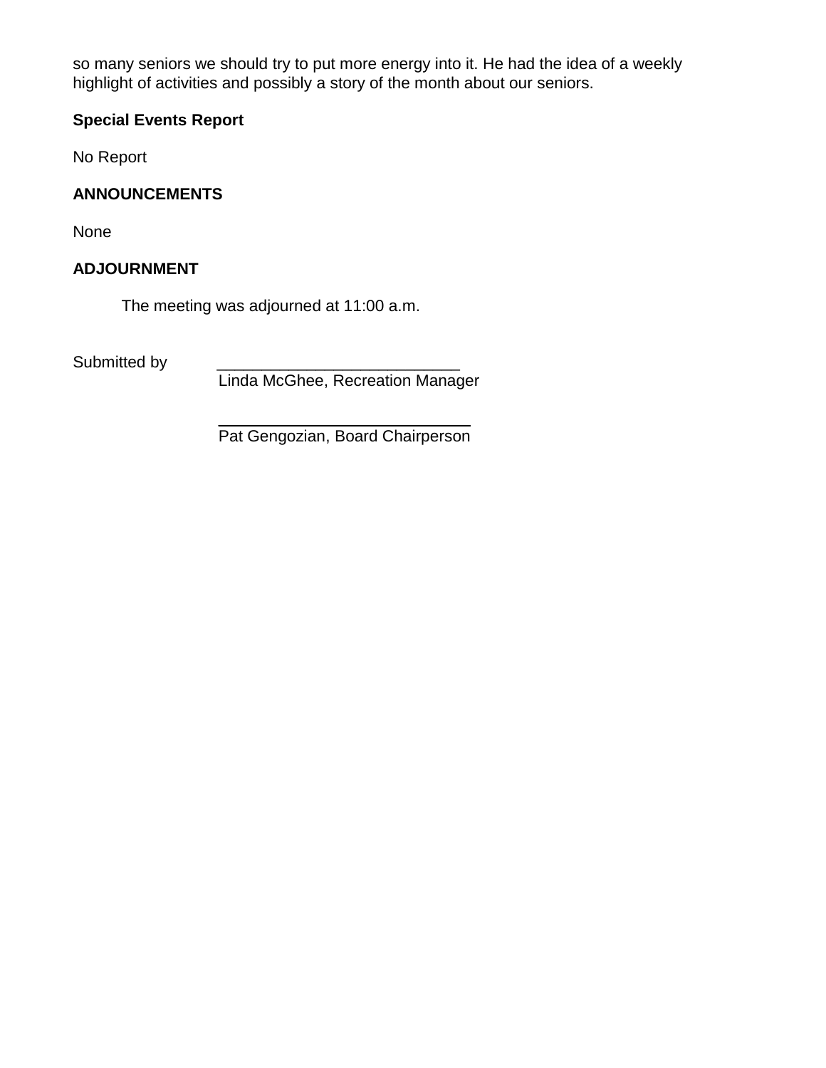so many seniors we should try to put more energy into it. He had the idea of a weekly highlight of activities and possibly a story of the month about our seniors.

**Special Events Report**

No Report

**ANNOUNCEMENTS**

None

**ADJOURNMENT**

The meeting was adjourned at 11:00 a.m.

Submitted by ___________________________
Linda McGhee, Recreation Manager

___________________________
Pat Gengozian, Board Chairperson